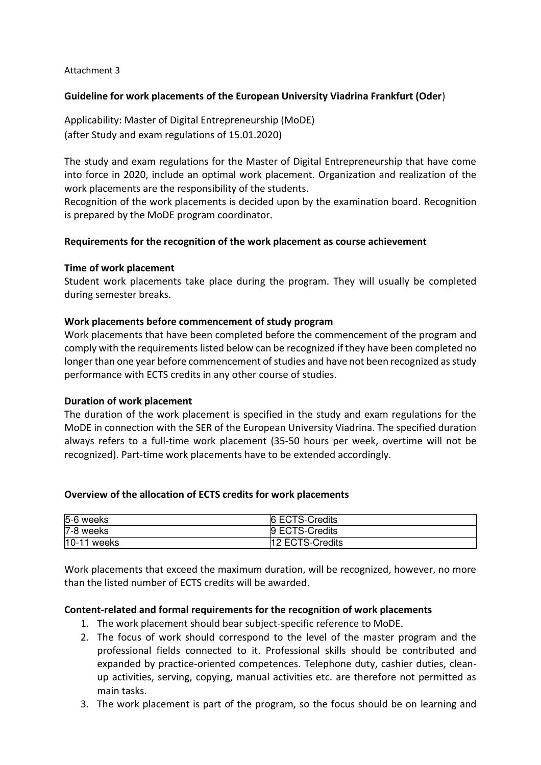Attachment 3

**Guideline for work placements of the European University Viadrina Frankfurt (Oder**)

Applicability: Master of Digital Entrepreneurship (MoDE)
(after Study and exam regulations of 15.01.2020)

The study and exam regulations for the Master of Digital Entrepreneurship that have come into force in 2020, include an optimal work placement. Organization and realization of the work placements are the responsibility of the students.
Recognition of the work placements is decided upon by the examination board. Recognition is prepared by the MoDE program coordinator.

**Requirements for the recognition of the work placement as course achievement**

**Time of work placement**
Student work placements take place during the program. They will usually be completed during semester breaks.

**Work placements before commencement of study program**
Work placements that have been completed before the commencement of the program and comply with the requirements listed below can be recognized if they have been completed no longer than one year before commencement of studies and have not been recognized as study performance with ECTS credits in any other course of studies.

**Duration of work placement**
The duration of the work placement is specified in the study and exam regulations for the MoDE in connection with the SER of the European University Viadrina. The specified duration always refers to a full-time work placement (35-50 hours per week, overtime will not be recognized). Part-time work placements have to be extended accordingly.

**Overview of the allocation of ECTS credits for work placements**

| | |
|---|---|
| 5-6 weeks | 6 ECTS-Credits |
| 7-8 weeks | 9 ECTS-Credits |
| 10-11 weeks | 12 ECTS-Credits |

Work placements that exceed the maximum duration, will be recognized, however, no more than the listed number of ECTS credits will be awarded.

**Content-related and formal requirements for the recognition of work placements**

1. The work placement should bear subject-specific reference to MoDE.
2. The focus of work should correspond to the level of the master program and the professional fields connected to it. Professional skills should be contributed and expanded by practice-oriented competences. Telephone duty, cashier duties, clean-up activities, serving, copying, manual activities etc. are therefore not permitted as main tasks.
3. The work placement is part of the program, so the focus should be on learning and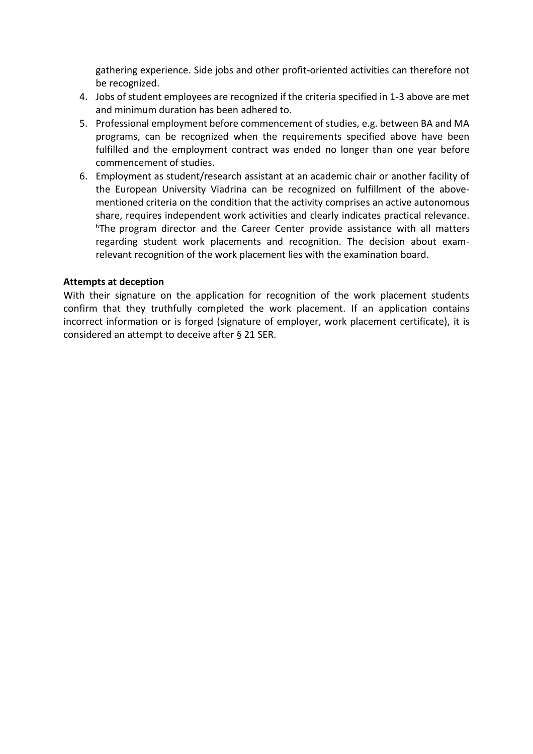gathering experience. Side jobs and other profit-oriented activities can therefore not be recognized.

4. Jobs of student employees are recognized if the criteria specified in 1-3 above are met and minimum duration has been adhered to.
5. Professional employment before commencement of studies, e.g. between BA and MA programs, can be recognized when the requirements specified above have been fulfilled and the employment contract was ended no longer than one year before commencement of studies.
6. Employment as student/research assistant at an academic chair or another facility of the European University Viadrina can be recognized on fulfillment of the above-mentioned criteria on the condition that the activity comprises an active autonomous share, requires independent work activities and clearly indicates practical relevance. [6]The program director and the Career Center provide assistance with all matters regarding student work placements and recognition. The decision about exam-relevant recognition of the work placement lies with the examination board.

**Attempts at deception**

With their signature on the application for recognition of the work placement students confirm that they truthfully completed the work placement. If an application contains incorrect information or is forged (signature of employer, work placement certificate), it is considered an attempt to deceive after § 21 SER.